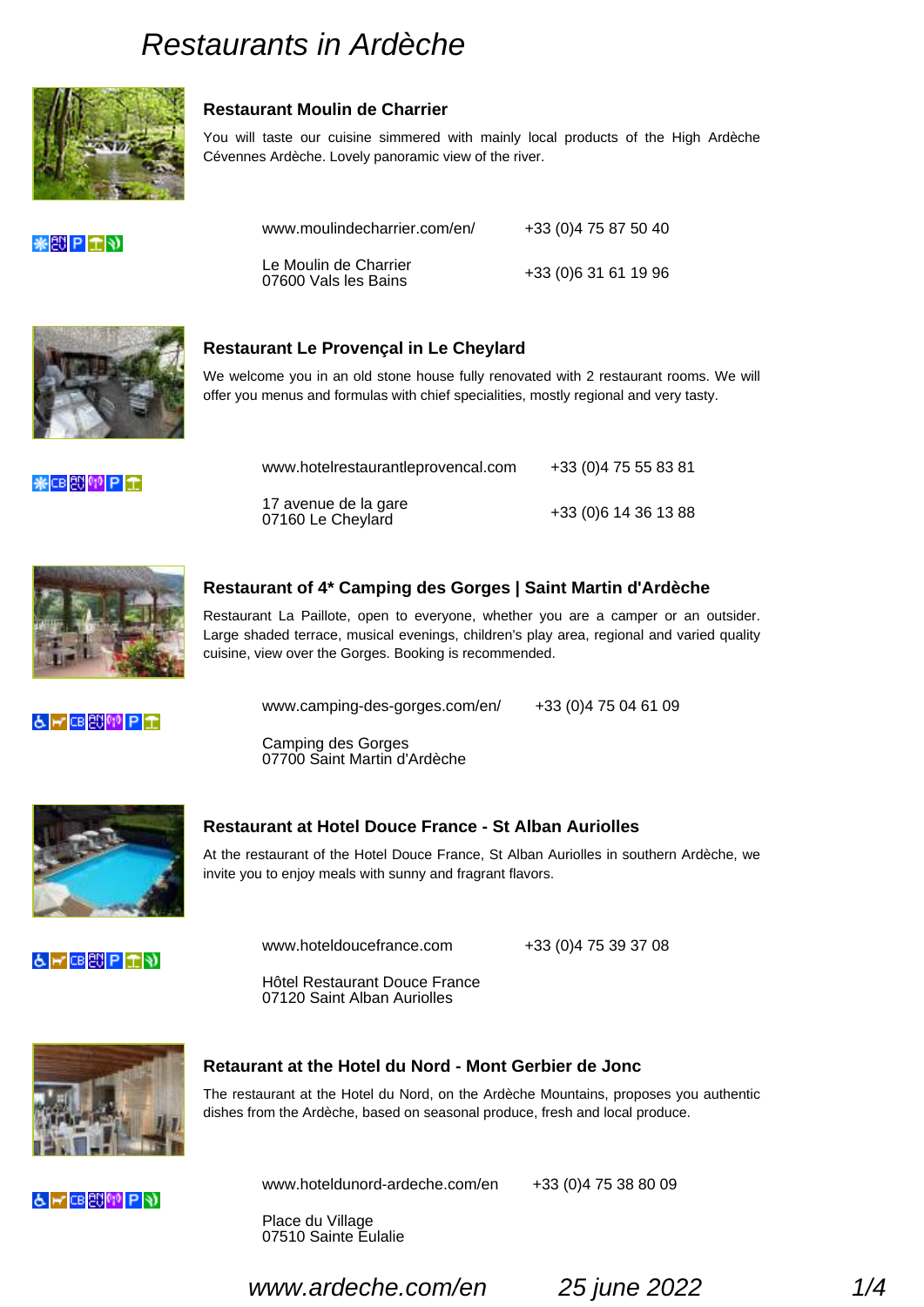# Restaurants in Ardèche

### Restaurant Moulin de Charrier

You will taste our cuisine simmered with mainly local products of the High Ardèche Cévennes Ardèche. Lovely panoramic view of the river.

www.moulindecharrier.com/en/
+33 (0)4 75 87 50 40

Le Moulin de Charrier
07600 Vals les Bains
+33 (0)6 31 61 19 96

### Restaurant Le Provençal in Le Cheylard

We welcome you in an old stone house fully renovated with 2 restaurant rooms. We will offer you menus and formulas with chief specialities, mostly regional and very tasty.

www.hotelrestaurantleprovencal.com
+33 (0)4 75 55 83 81

17 avenue de la gare
07160 Le Cheylard
+33 (0)6 14 36 13 88

### Restaurant of 4* Camping des Gorges | Saint Martin d'Ardèche

Restaurant La Paillote, open to everyone, whether you are a camper or an outsider. Large shaded terrace, musical evenings, children's play area, regional and varied quality cuisine, view over the Gorges. Booking is recommended.

www.camping-des-gorges.com/en/
+33 (0)4 75 04 61 09

Camping des Gorges
07700 Saint Martin d'Ardèche

### Restaurant at Hotel Douce France - St Alban Auriolles

At the restaurant of the Hotel Douce France, St Alban Auriolles in southern Ardèche, we invite you to enjoy meals with sunny and fragrant flavors.

www.hoteldoucefrance.com
+33 (0)4 75 39 37 08

Hôtel Restaurant Douce France
07120 Saint Alban Auriolles

### Retaurant at the Hotel du Nord - Mont Gerbier de Jonc

The restaurant at the Hotel du Nord, on the Ardèche Mountains, proposes you authentic dishes from the Ardèche, based on seasonal produce, fresh and local produce.

www.hoteldunord-ardeche.com/en
+33 (0)4 75 38 80 09

Place du Village
07510 Sainte Eulalie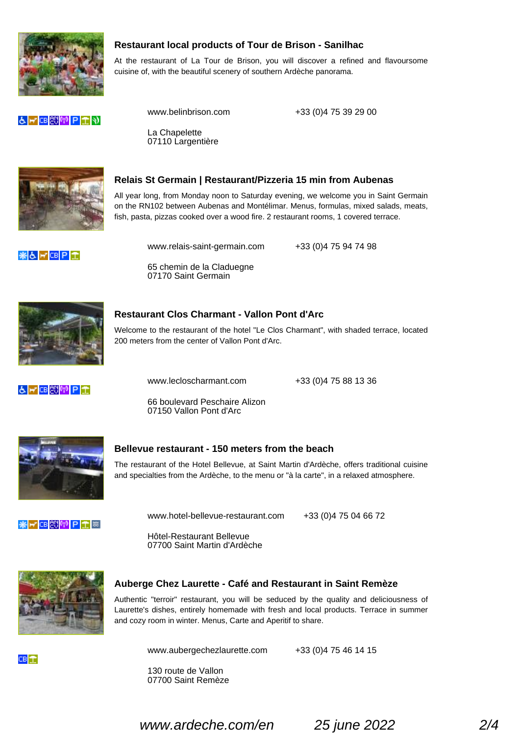### Restaurant local products of Tour de Brison - Sanilhac

At the restaurant of La Tour de Brison, you will discover a refined and flavoursome cuisine of, with the beautiful scenery of southern Ardèche panorama.

www.belinbrison.com +33 (0)4 75 39 29 00

La Chapelette
07110 Largentière

### Relais St Germain | Restaurant/Pizzeria 15 min from Aubenas

All year long, from Monday noon to Saturday evening, we welcome you in Saint Germain on the RN102 between Aubenas and Montélimar. Menus, formulas, mixed salads, meats, fish, pasta, pizzas cooked over a wood fire. 2 restaurant rooms, 1 covered terrace.

www.relais-saint-germain.com +33 (0)4 75 94 74 98

65 chemin de la Claduegne
07170 Saint Germain

### Restaurant Clos Charmant - Vallon Pont d'Arc

Welcome to the restaurant of the hotel "Le Clos Charmant", with shaded terrace, located 200 meters from the center of Vallon Pont d'Arc.

www.lecloscharmant.com +33 (0)4 75 88 13 36

66 boulevard Peschaire Alizon
07150 Vallon Pont d'Arc

### Bellevue restaurant - 150 meters from the beach

The restaurant of the Hotel Bellevue, at Saint Martin d'Ardèche, offers traditional cuisine and specialties from the Ardèche, to the menu or "à la carte", in a relaxed atmosphere.

www.hotel-bellevue-restaurant.com +33 (0)4 75 04 66 72

Hôtel-Restaurant Bellevue
07700 Saint Martin d'Ardèche

### Auberge Chez Laurette - Café and Restaurant in Saint Remèze

Authentic "terroir" restaurant, you will be seduced by the quality and deliciousness of Laurette's dishes, entirely homemade with fresh and local products. Terrace in summer and cozy room in winter. Menus, Carte and Aperitif to share.

www.aubergechezlaurette.com +33 (0)4 75 46 14 15

130 route de Vallon
07700 Saint Remèze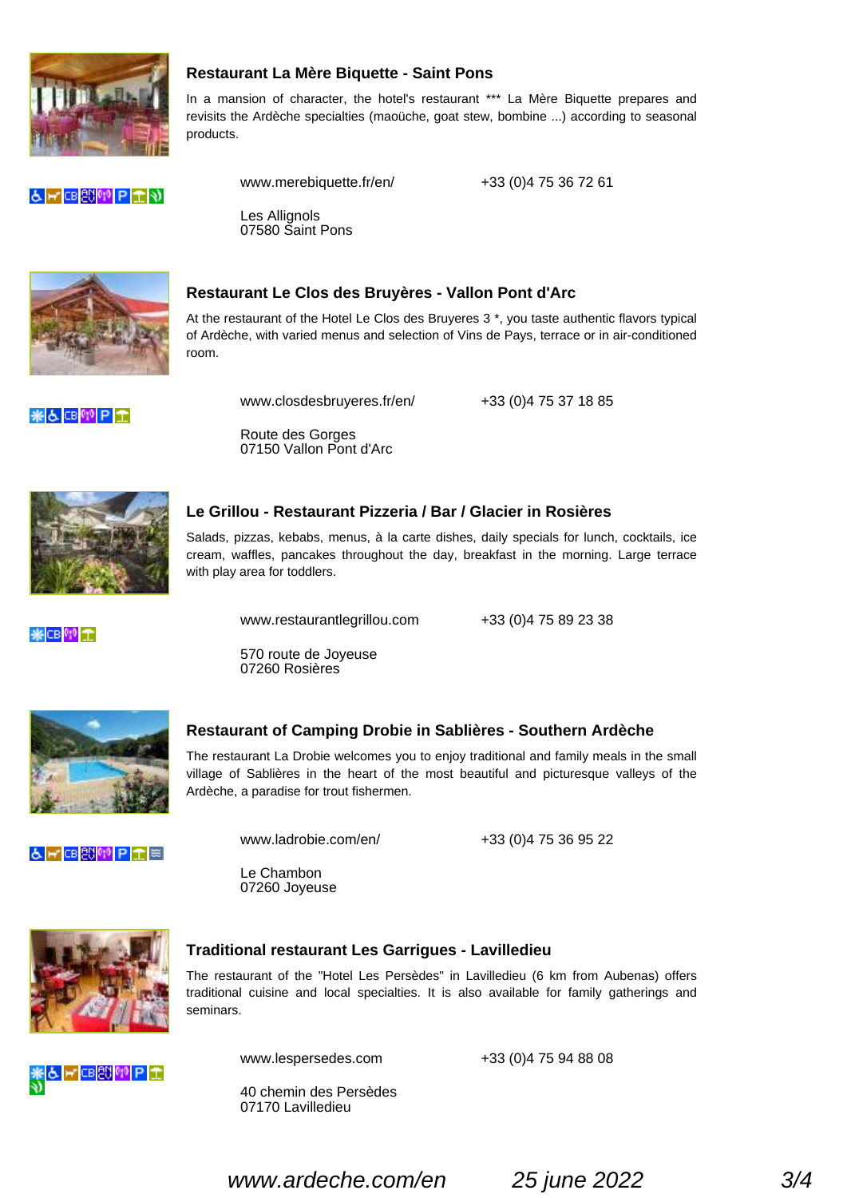### Restaurant La Mère Biquette - Saint Pons

In a mansion of character, the hotel's restaurant *** La Mère Biquette prepares and revisits the Ardèche specialties (maoüche, goat stew, bombine ...) according to seasonal products.

www.merebiquette.fr/en/ +33 (0)4 75 36 72 61

Les Allignols
07580 Saint Pons

### Restaurant Le Clos des Bruyères - Vallon Pont d'Arc

At the restaurant of the Hotel Le Clos des Bruyeres 3 *, you taste authentic flavors typical of Ardèche, with varied menus and selection of Vins de Pays, terrace or in air-conditioned room.

www.closdesbruyeres.fr/en/ +33 (0)4 75 37 18 85

Route des Gorges
07150 Vallon Pont d'Arc

### Le Grillou - Restaurant Pizzeria / Bar / Glacier in Rosières

Salads, pizzas, kebabs, menus, à la carte dishes, daily specials for lunch, cocktails, ice cream, waffles, pancakes throughout the day, breakfast in the morning. Large terrace with play area for toddlers.

www.restaurantlegrillou.com +33 (0)4 75 89 23 38

570 route de Joyeuse
07260 Rosières

### Restaurant of Camping Drobie in Sablières - Southern Ardèche

The restaurant La Drobie welcomes you to enjoy traditional and family meals in the small village of Sablières in the heart of the most beautiful and picturesque valleys of the Ardèche, a paradise for trout fishermen.

www.ladrobie.com/en/ +33 (0)4 75 36 95 22

Le Chambon
07260 Joyeuse

### Traditional restaurant Les Garrigues - Lavilledieu

The restaurant of the "Hotel Les Persèdes" in Lavilledieu (6 km from Aubenas) offers traditional cuisine and local specialties. It is also available for family gatherings and seminars.

www.lespersedes.com +33 (0)4 75 94 88 08

40 chemin des Persèdes
07170 Lavilledieu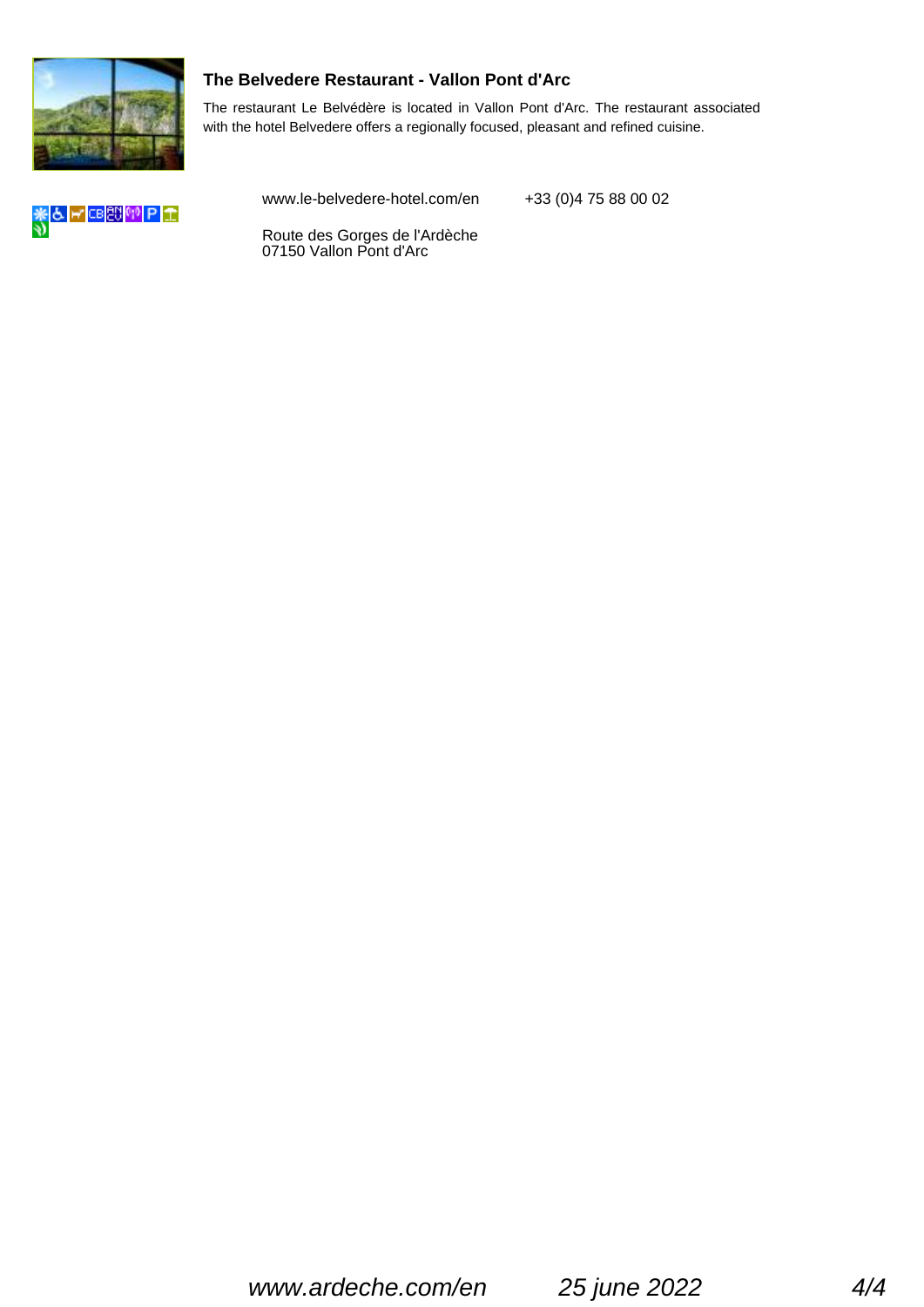### The Belvedere Restaurant - Vallon Pont d'Arc

The restaurant Le Belvédère is located in Vallon Pont d'Arc. The restaurant associated with the hotel Belvedere offers a regionally focused, pleasant and refined cuisine.

www.le-belvedere-hotel.com/en

+33 (0)4 75 88 00 02

Route des Gorges de l'Ardèche
07150 Vallon Pont d'Arc